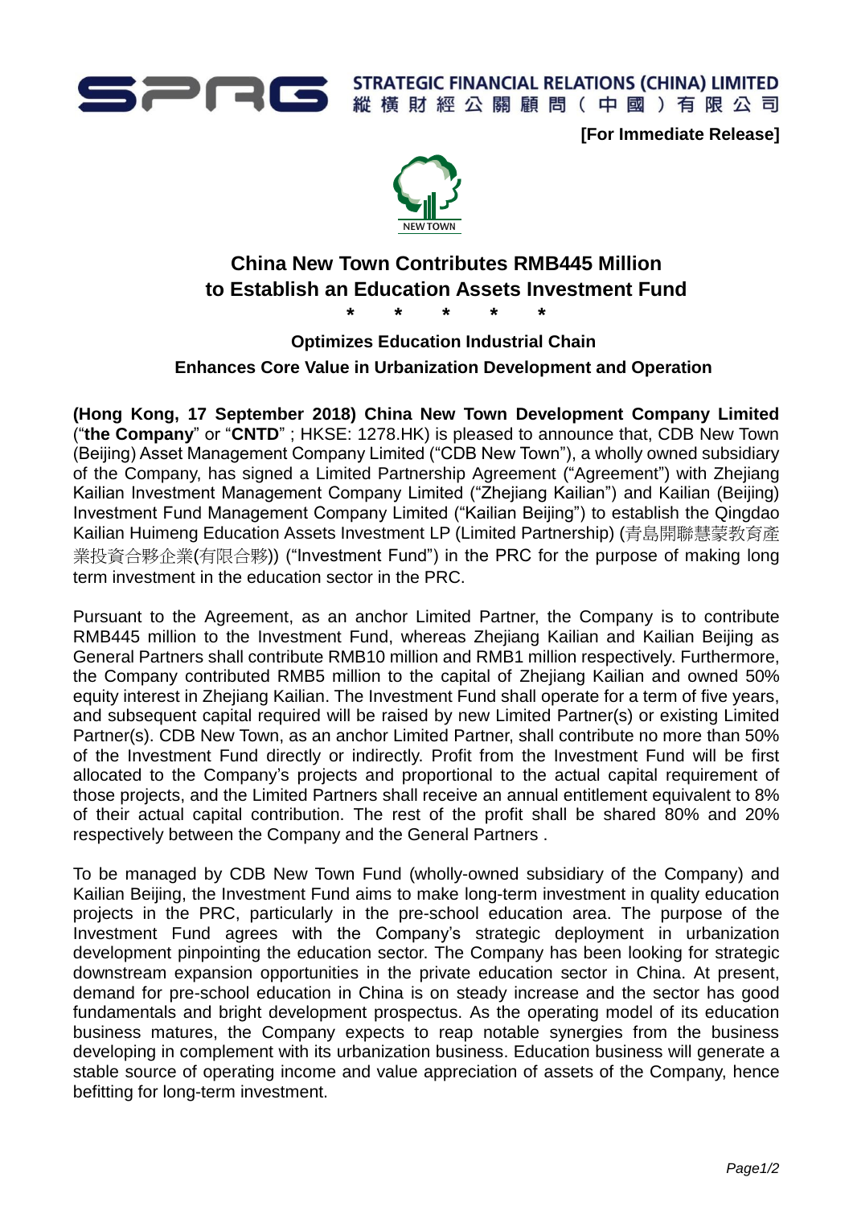STRATEGIC FINANCIAL RELATIONS (CHINA) LIMITED
縱橫財經公關顧問（中國）有限公司

**[For Immediate Release]**

NEW TOWN

# China New Town Contributes RMB445 Million to Establish an Education Assets Investment Fund

\* \* \* \* \*

### Optimizes Education Industrial Chain
### Enhances Core Value in Urbanization Development and Operation

**(Hong Kong, 17 September 2018) China New Town Development Company Limited** ("**the Company**" or "**CNTD**" ; HKSE: 1278.HK) is pleased to announce that, CDB New Town (Beijing) Asset Management Company Limited ("CDB New Town"), a wholly owned subsidiary of the Company, has signed a Limited Partnership Agreement ("Agreement") with Zhejiang Kailian Investment Management Company Limited ("Zhejiang Kailian") and Kailian (Beijing) Investment Fund Management Company Limited ("Kailian Beijing") to establish the Qingdao Kailian Huimeng Education Assets Investment LP (Limited Partnership) (青島開聯慧蒙教育產業投資合夥企業(有限合夥)) ("Investment Fund") in the PRC for the purpose of making long term investment in the education sector in the PRC.

Pursuant to the Agreement, as an anchor Limited Partner, the Company is to contribute RMB445 million to the Investment Fund, whereas Zhejiang Kailian and Kailian Beijing as General Partners shall contribute RMB10 million and RMB1 million respectively. Furthermore, the Company contributed RMB5 million to the capital of Zhejiang Kailian and owned 50% equity interest in Zhejiang Kailian. The Investment Fund shall operate for a term of five years, and subsequent capital required will be raised by new Limited Partner(s) or existing Limited Partner(s). CDB New Town, as an anchor Limited Partner, shall contribute no more than 50% of the Investment Fund directly or indirectly. Profit from the Investment Fund will be first allocated to the Company's projects and proportional to the actual capital requirement of those projects, and the Limited Partners shall receive an annual entitlement equivalent to 8% of their actual capital contribution. The rest of the profit shall be shared 80% and 20% respectively between the Company and the General Partners .

To be managed by CDB New Town Fund (wholly-owned subsidiary of the Company) and Kailian Beijing, the Investment Fund aims to make long-term investment in quality education projects in the PRC, particularly in the pre-school education area. The purpose of the Investment Fund agrees with the Company's strategic deployment in urbanization development pinpointing the education sector. The Company has been looking for strategic downstream expansion opportunities in the private education sector in China. At present, demand for pre-school education in China is on steady increase and the sector has good fundamentals and bright development prospectus. As the operating model of its education business matures, the Company expects to reap notable synergies from the business developing in complement with its urbanization business. Education business will generate a stable source of operating income and value appreciation of assets of the Company, hence befitting for long-term investment.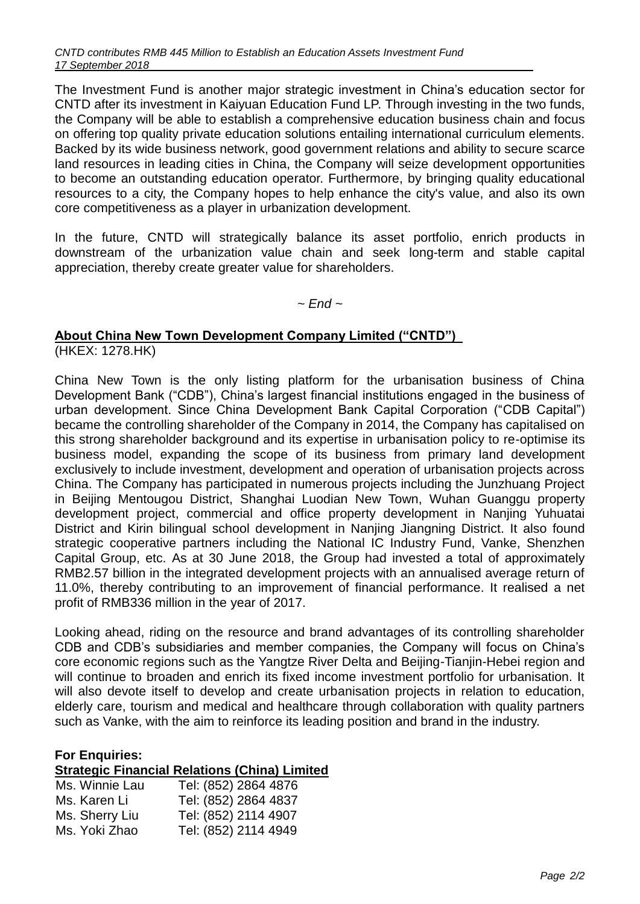The Investment Fund is another major strategic investment in China's education sector for CNTD after its investment in Kaiyuan Education Fund LP. Through investing in the two funds, the Company will be able to establish a comprehensive education business chain and focus on offering top quality private education solutions entailing international curriculum elements. Backed by its wide business network, good government relations and ability to secure scarce land resources in leading cities in China, the Company will seize development opportunities to become an outstanding education operator. Furthermore, by bringing quality educational resources to a city, the Company hopes to help enhance the city's value, and also its own core competitiveness as a player in urbanization development.

In the future, CNTD will strategically balance its asset portfolio, enrich products in downstream of the urbanization value chain and seek long-term and stable capital appreciation, thereby create greater value for shareholders.

*~ End ~*

**About China New Town Development Company Limited ("CNTD")**
(HKEX: 1278.HK)

China New Town is the only listing platform for the urbanisation business of China Development Bank ("CDB"), China's largest financial institutions engaged in the business of urban development. Since China Development Bank Capital Corporation ("CDB Capital") became the controlling shareholder of the Company in 2014, the Company has capitalised on this strong shareholder background and its expertise in urbanisation policy to re-optimise its business model, expanding the scope of its business from primary land development exclusively to include investment, development and operation of urbanisation projects across China. The Company has participated in numerous projects including the Junzhuang Project in Beijing Mentougou District, Shanghai Luodian New Town, Wuhan Guanggu property development project, commercial and office property development in Nanjing Yuhuatai District and Kirin bilingual school development in Nanjing Jiangning District. It also found strategic cooperative partners including the National IC Industry Fund, Vanke, Shenzhen Capital Group, etc. As at 30 June 2018, the Group had invested a total of approximately RMB2.57 billion in the integrated development projects with an annualised average return of 11.0%, thereby contributing to an improvement of financial performance. It realised a net profit of RMB336 million in the year of 2017.

Looking ahead, riding on the resource and brand advantages of its controlling shareholder CDB and CDB's subsidiaries and member companies, the Company will focus on China's core economic regions such as the Yangtze River Delta and Beijing-Tianjin-Hebei region and will continue to broaden and enrich its fixed income investment portfolio for urbanisation. It will also devote itself to develop and create urbanisation projects in relation to education, elderly care, tourism and medical and healthcare through collaboration with quality partners such as Vanke, with the aim to reinforce its leading position and brand in the industry.

**For Enquiries:**
**Strategic Financial Relations (China) Limited**

| | |
|---|---|
| Ms. Winnie Lau | Tel: (852) 2864 4876 |
| Ms. Karen Li | Tel: (852) 2864 4837 |
| Ms. Sherry Liu | Tel: (852) 2114 4907 |
| Ms. Yoki Zhao | Tel: (852) 2114 4949 |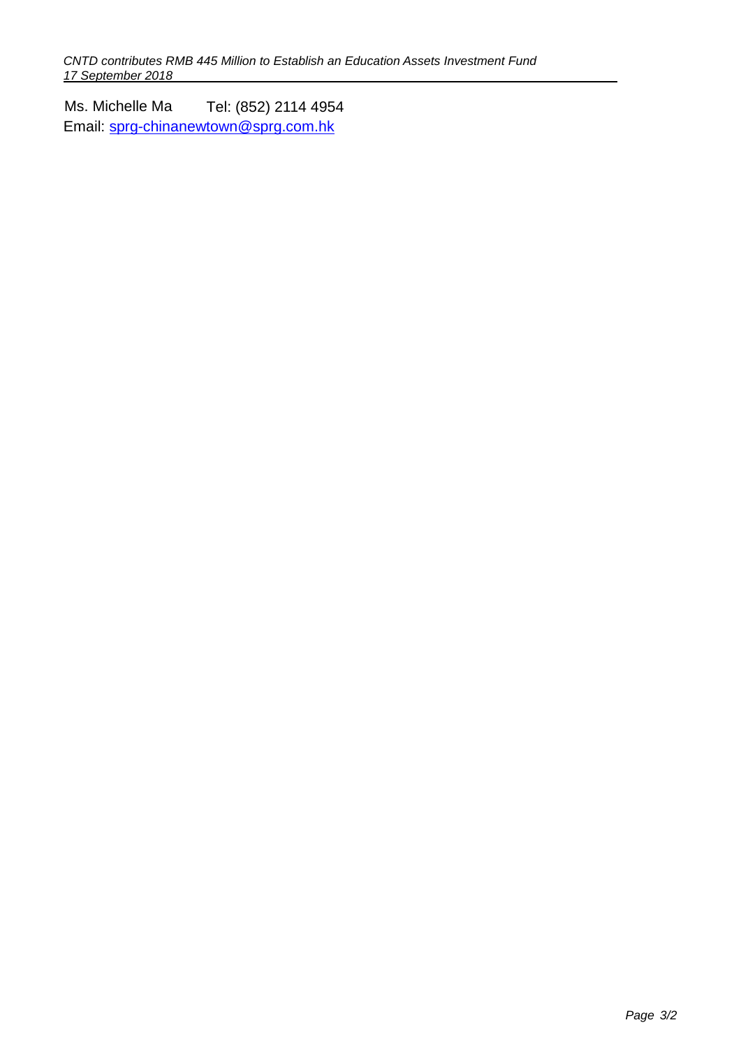Ms. Michelle Ma Tel: (852) 2114 4954
Email: sprg-chinanewtown@sprg.com.hk